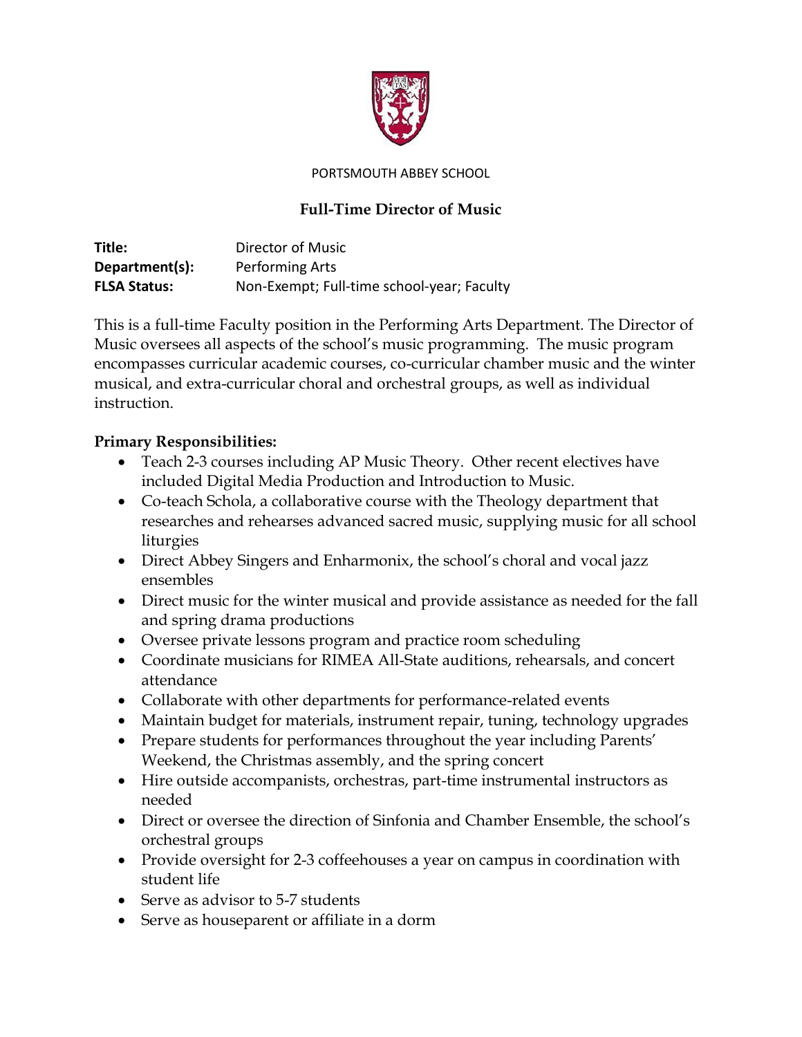PORTSMOUTH ABBEY SCHOOL

# Full-Time Director of Music

**Title:** Director of Music
**Department(s):** Performing Arts
**FLSA Status:** Non-Exempt; Full-time school-year; Faculty

This is a full-time Faculty position in the Performing Arts Department. The Director of Music oversees all aspects of the school's music programming. The music program encompasses curricular academic courses, co-curricular chamber music and the winter musical, and extra-curricular choral and orchestral groups, as well as individual instruction.

**Primary Responsibilities:**

- Teach 2-3 courses including AP Music Theory. Other recent electives have included Digital Media Production and Introduction to Music.
- Co-teach Schola, a collaborative course with the Theology department that researches and rehearses advanced sacred music, supplying music for all school liturgies
- Direct Abbey Singers and Enharmonix, the school's choral and vocal jazz ensembles
- Direct music for the winter musical and provide assistance as needed for the fall and spring drama productions
- Oversee private lessons program and practice room scheduling
- Coordinate musicians for RIMEA All-State auditions, rehearsals, and concert attendance
- Collaborate with other departments for performance-related events
- Maintain budget for materials, instrument repair, tuning, technology upgrades
- Prepare students for performances throughout the year including Parents' Weekend, the Christmas assembly, and the spring concert
- Hire outside accompanists, orchestras, part-time instrumental instructors as needed
- Direct or oversee the direction of Sinfonia and Chamber Ensemble, the school's orchestral groups
- Provide oversight for 2-3 coffeehouses a year on campus in coordination with student life
- Serve as advisor to 5-7 students
- Serve as houseparent or affiliate in a dorm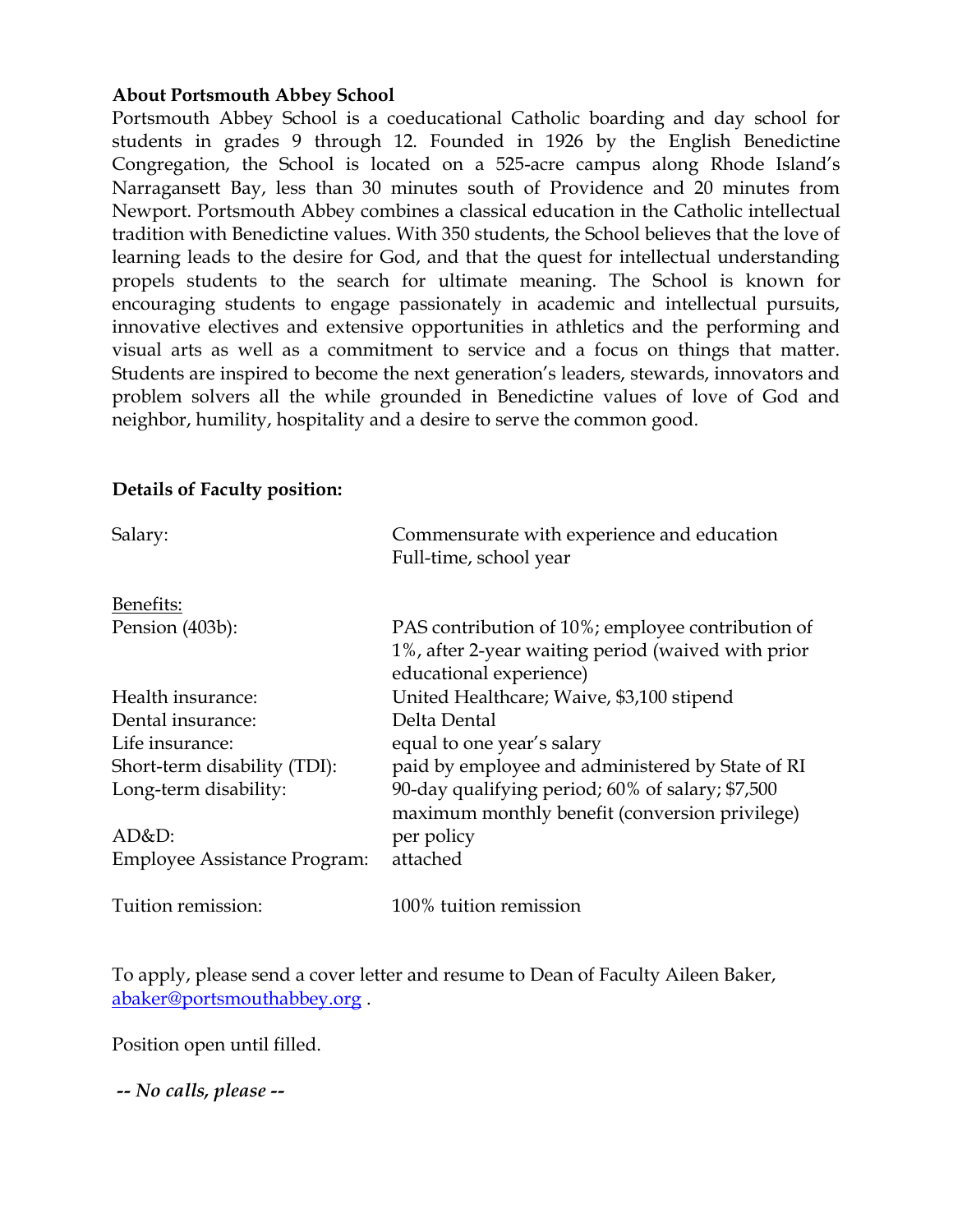**About Portsmouth Abbey School**

Portsmouth Abbey School is a coeducational Catholic boarding and day school for students in grades 9 through 12. Founded in 1926 by the English Benedictine Congregation, the School is located on a 525-acre campus along Rhode Island's Narragansett Bay, less than 30 minutes south of Providence and 20 minutes from Newport. Portsmouth Abbey combines a classical education in the Catholic intellectual tradition with Benedictine values. With 350 students, the School believes that the love of learning leads to the desire for God, and that the quest for intellectual understanding propels students to the search for ultimate meaning. The School is known for encouraging students to engage passionately in academic and intellectual pursuits, innovative electives and extensive opportunities in athletics and the performing and visual arts as well as a commitment to service and a focus on things that matter. Students are inspired to become the next generation's leaders, stewards, innovators and problem solvers all the while grounded in Benedictine values of love of God and neighbor, humility, hospitality and a desire to serve the common good.

**Details of Faculty position:**

| | |
|---|---|
| Salary: | Commensurate with experience and education<br>Full-time, school year |
| <u>Benefits:</u> | |
| Pension (403b): | PAS contribution of 10%; employee contribution of 1%, after 2-year waiting period (waived with prior educational experience) |
| Health insurance: | United Healthcare; Waive, $3,100 stipend |
| Dental insurance: | Delta Dental |
| Life insurance: | equal to one year's salary |
| Short-term disability (TDI): | paid by employee and administered by State of RI |
| Long-term disability: | 90-day qualifying period; 60% of salary; $7,500 maximum monthly benefit (conversion privilege) |
| AD&D: | per policy |
| Employee Assistance Program: | attached |
| Tuition remission: | 100% tuition remission |

To apply, please send a cover letter and resume to Dean of Faculty Aileen Baker, abaker@portsmouthabbey.org .

Position open until filled.

***-- No calls, please --***